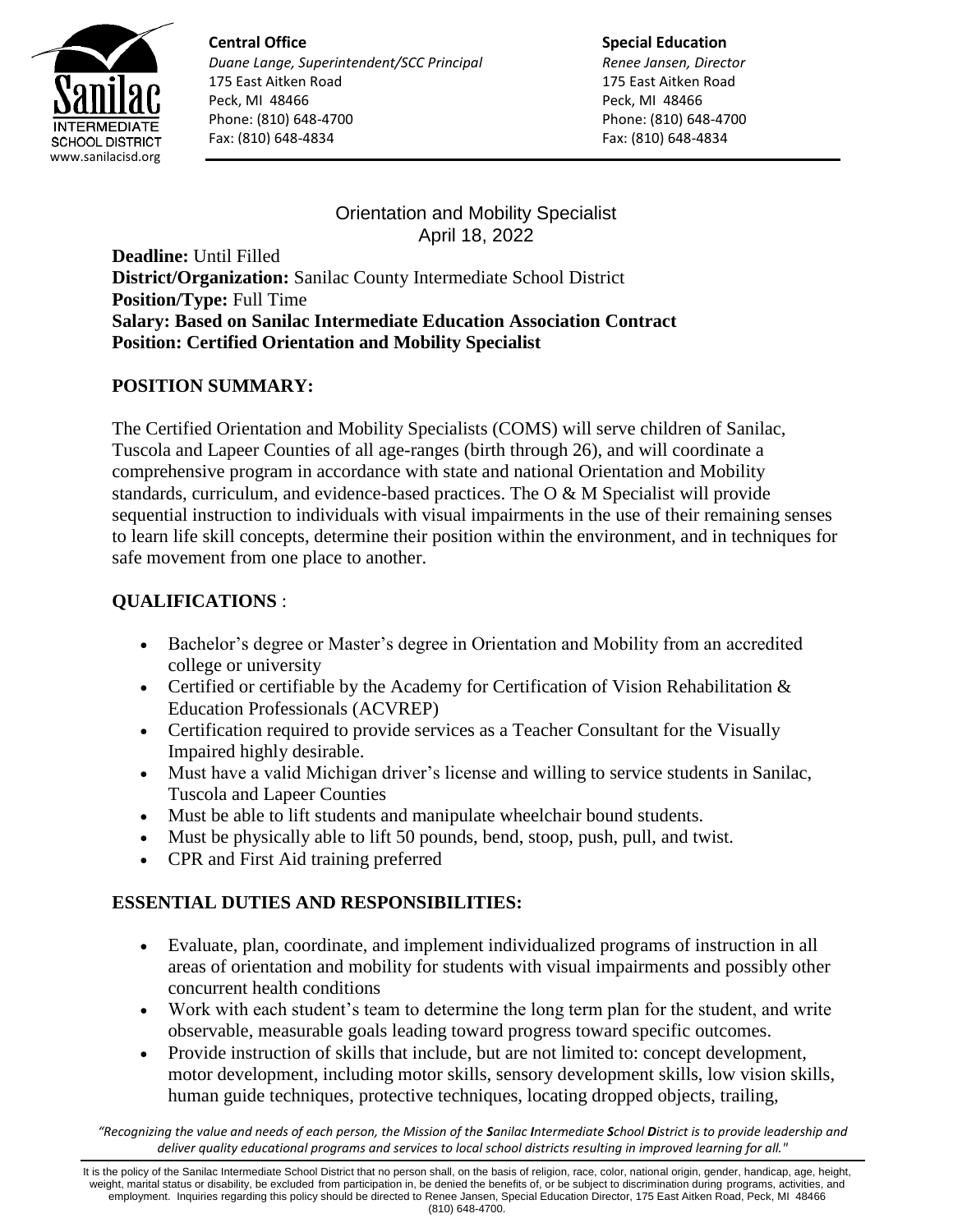**Central Office**
*Duane Lange, Superintendent/SCC Principal*
175 East Aitken Road
Peck, MI 48466
Phone: (810) 648-4700
Fax: (810) 648-4834

**Special Education**
*Renee Jansen, Director*
175 East Aitken Road
Peck, MI 48466
Phone: (810) 648-4700
Fax: (810) 648-4834

Orientation and Mobility Specialist
April 18, 2022

**Deadline:** Until Filled
**District/Organization:** Sanilac County Intermediate School District
**Position/Type:** Full Time
**Salary: Based on Sanilac Intermediate Education Association Contract**
**Position: Certified Orientation and Mobility Specialist**

## POSITION SUMMARY:

The Certified Orientation and Mobility Specialists (COMS) will serve children of Sanilac, Tuscola and Lapeer Counties of all age-ranges (birth through 26), and will coordinate a comprehensive program in accordance with state and national Orientation and Mobility standards, curriculum, and evidence-based practices. The O & M Specialist will provide sequential instruction to individuals with visual impairments in the use of their remaining senses to learn life skill concepts, determine their position within the environment, and in techniques for safe movement from one place to another.

## QUALIFICATIONS :

- Bachelor's degree or Master's degree in Orientation and Mobility from an accredited college or university
- Certified or certifiable by the Academy for Certification of Vision Rehabilitation & Education Professionals (ACVREP)
- Certification required to provide services as a Teacher Consultant for the Visually Impaired highly desirable.
- Must have a valid Michigan driver's license and willing to service students in Sanilac, Tuscola and Lapeer Counties
- Must be able to lift students and manipulate wheelchair bound students.
- Must be physically able to lift 50 pounds, bend, stoop, push, pull, and twist.
- CPR and First Aid training preferred

## ESSENTIAL DUTIES AND RESPONSIBILITIES:

- Evaluate, plan, coordinate, and implement individualized programs of instruction in all areas of orientation and mobility for students with visual impairments and possibly other concurrent health conditions
- Work with each student's team to determine the long term plan for the student, and write observable, measurable goals leading toward progress toward specific outcomes.
- Provide instruction of skills that include, but are not limited to: concept development, motor development, including motor skills, sensory development skills, low vision skills, human guide techniques, protective techniques, locating dropped objects, trailing,

*"Recognizing the value and needs of each person, the Mission of the **S**anilac **I**ntermediate **S**chool **D**istrict is to provide leadership and deliver quality educational programs and services to local school districts resulting in improved learning for all."*

It is the policy of the Sanilac Intermediate School District that no person shall, on the basis of religion, race, color, national origin, gender, handicap, age, height, weight, marital status or disability, be excluded from participation in, be denied the benefits of, or be subject to discrimination during programs, activities, and employment. Inquiries regarding this policy should be directed to Renee Jansen, Special Education Director, 175 East Aitken Road, Peck, MI 48466 (810) 648-4700.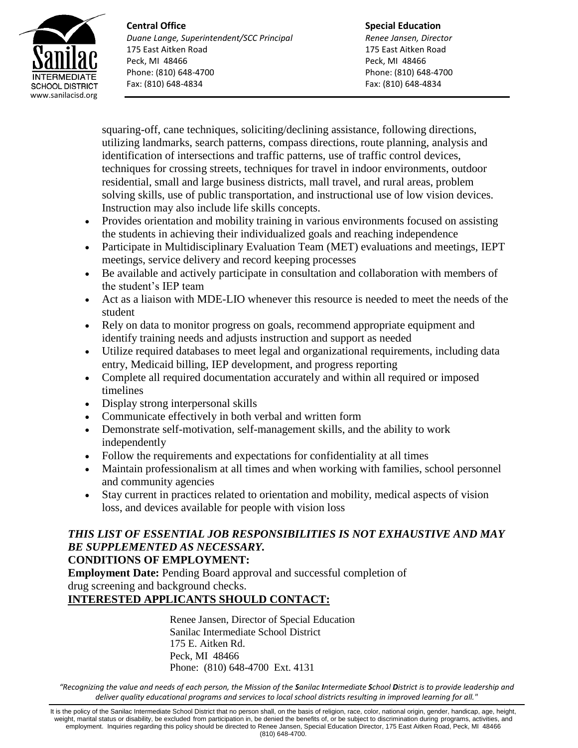squaring-off, cane techniques, soliciting/declining assistance, following directions, utilizing landmarks, search patterns, compass directions, route planning, analysis and identification of intersections and traffic patterns, use of traffic control devices, techniques for crossing streets, techniques for travel in indoor environments, outdoor residential, small and large business districts, mall travel, and rural areas, problem solving skills, use of public transportation, and instructional use of low vision devices. Instruction may also include life skills concepts.

- Provides orientation and mobility training in various environments focused on assisting the students in achieving their individualized goals and reaching independence
- Participate in Multidisciplinary Evaluation Team (MET) evaluations and meetings, IEPT meetings, service delivery and record keeping processes
- Be available and actively participate in consultation and collaboration with members of the student's IEP team
- Act as a liaison with MDE-LIO whenever this resource is needed to meet the needs of the student
- Rely on data to monitor progress on goals, recommend appropriate equipment and identify training needs and adjusts instruction and support as needed
- Utilize required databases to meet legal and organizational requirements, including data entry, Medicaid billing, IEP development, and progress reporting
- Complete all required documentation accurately and within all required or imposed timelines
- Display strong interpersonal skills
- Communicate effectively in both verbal and written form
- Demonstrate self-motivation, self-management skills, and the ability to work independently
- Follow the requirements and expectations for confidentiality at all times
- Maintain professionalism at all times and when working with families, school personnel and community agencies
- Stay current in practices related to orientation and mobility, medical aspects of vision loss, and devices available for people with vision loss

***THIS LIST OF ESSENTIAL JOB RESPONSIBILITIES IS NOT EXHAUSTIVE AND MAY BE SUPPLEMENTED AS NECESSARY.***

**CONDITIONS OF EMPLOYMENT:**

**Employment Date:** Pending Board approval and successful completion of drug screening and background checks.

**INTERESTED APPLICANTS SHOULD CONTACT:**

Renee Jansen, Director of Special Education
Sanilac Intermediate School District
175 E. Aitken Rd.
Peck, MI 48466
Phone: (810) 648-4700 Ext. 4131

*"Recognizing the value and needs of each person, the Mission of the **S**anilac **I**ntermediate **S**chool **D**istrict is to provide leadership and deliver quality educational programs and services to local school districts resulting in improved learning for all."*

It is the policy of the Sanilac Intermediate School District that no person shall, on the basis of religion, race, color, national origin, gender, handicap, age, height, weight, marital status or disability, be excluded from participation in, be denied the benefits of, or be subject to discrimination during programs, activities, and employment. Inquiries regarding this policy should be directed to Renee Jansen, Special Education Director, 175 East Aitken Road, Peck, MI 48466 (810) 648-4700.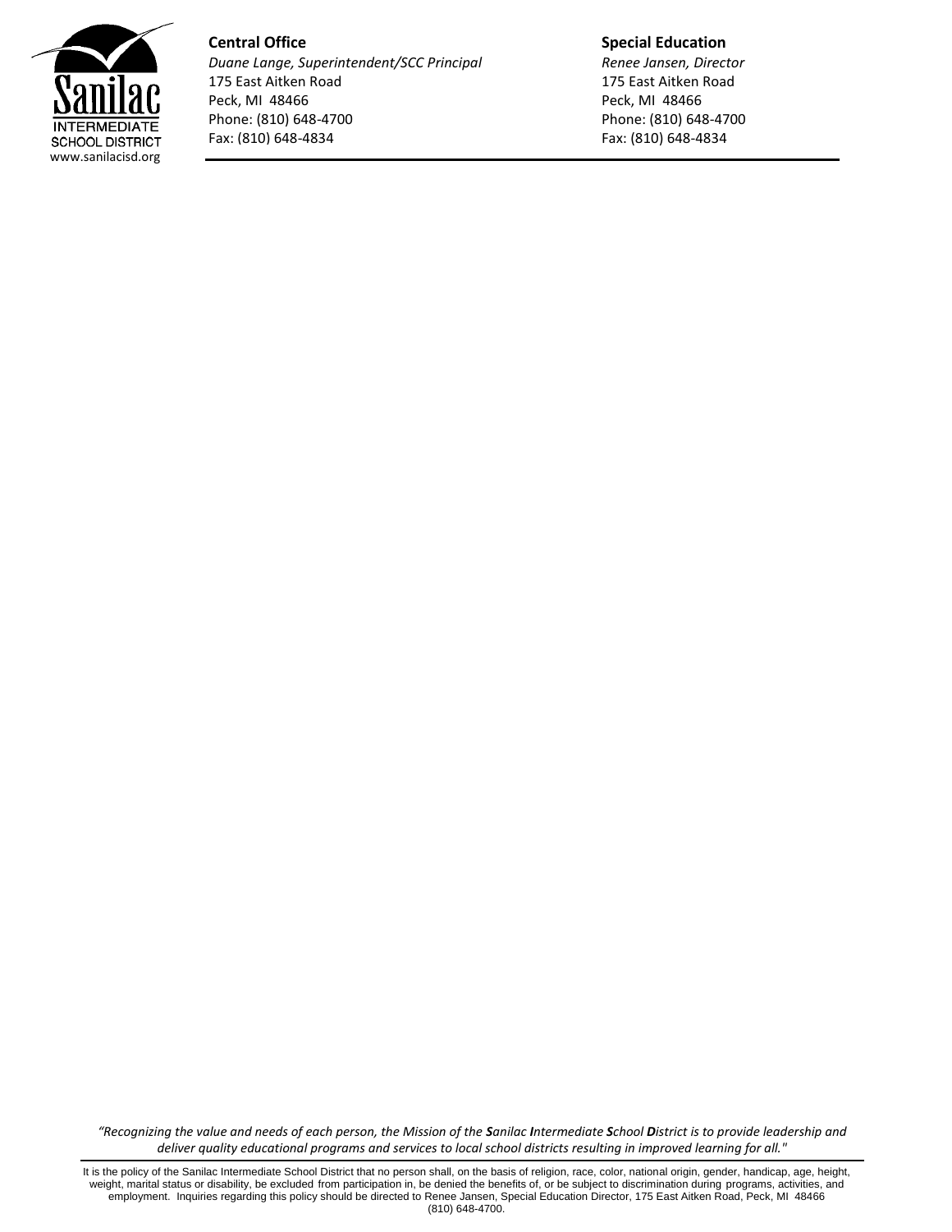Sanilac
INTERMEDIATE
SCHOOL DISTRICT
www.sanilacisd.org

**Central Office**
*Duane Lange, Superintendent/SCC Principal*
175 East Aitken Road
Peck, MI 48466
Phone: (810) 648-4700
Fax: (810) 648-4834

**Special Education**
*Renee Jansen, Director*
175 East Aitken Road
Peck, MI 48466
Phone: (810) 648-4700
Fax: (810) 648-4834

*"Recognizing the value and needs of each person, the Mission of the **S**anilac **I**ntermediate **S**chool **D**istrict is to provide leadership and deliver quality educational programs and services to local school districts resulting in improved learning for all."*

It is the policy of the Sanilac Intermediate School District that no person shall, on the basis of religion, race, color, national origin, gender, handicap, age, height, weight, marital status or disability, be excluded from participation in, be denied the benefits of, or be subject to discrimination during programs, activities, and employment. Inquiries regarding this policy should be directed to Renee Jansen, Special Education Director, 175 East Aitken Road, Peck, MI 48466 (810) 648-4700.